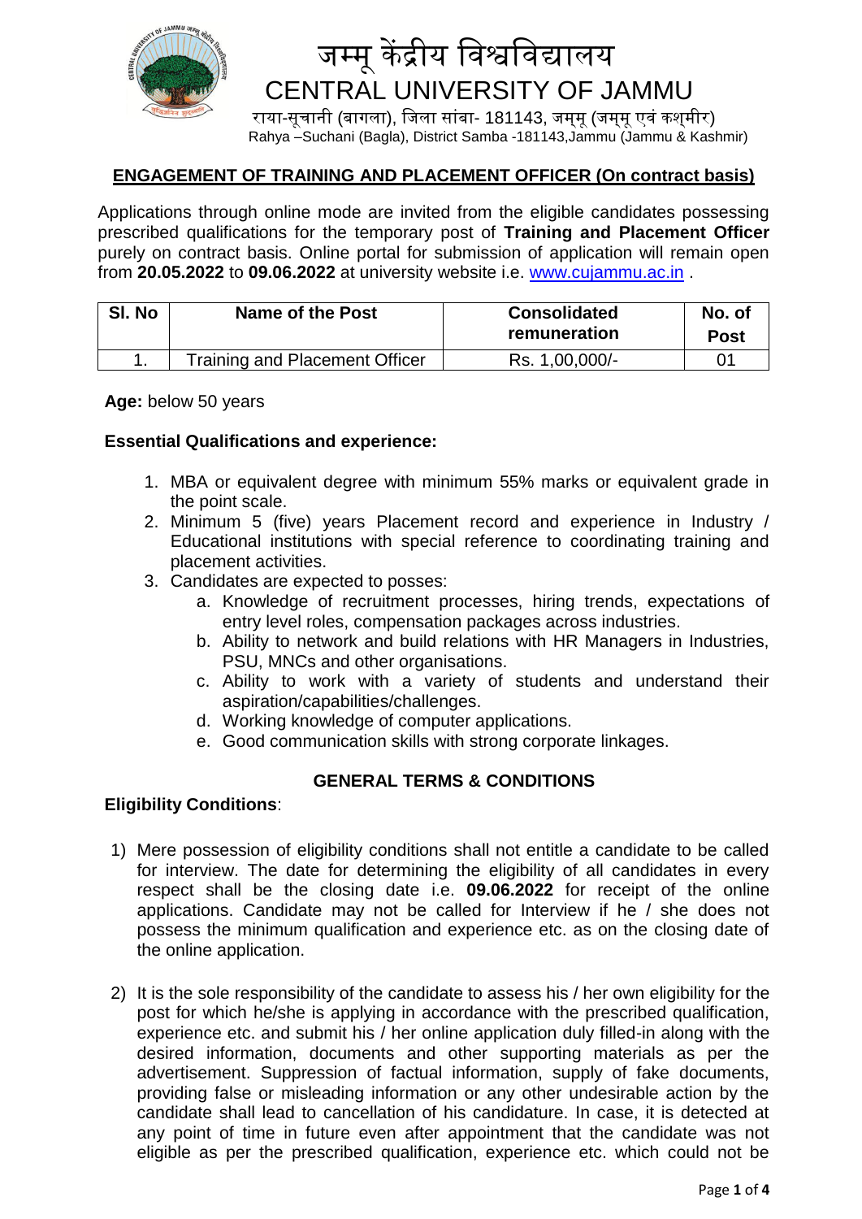# जम्मू केंद्रीय विश्वविद्यालय
# CENTRAL UNIVERSITY OF JAMMU

राया-सूचानी (बागला), जिला सांबा- 181143, जम्मू (जम्मू एवं कश्मीर)
Rahya –Suchani (Bagla), District Samba -181143,Jammu (Jammu & Kashmir)

## ENGAGEMENT OF TRAINING AND PLACEMENT OFFICER (On contract basis)

Applications through online mode are invited from the eligible candidates possessing prescribed qualifications for the temporary post of **Training and Placement Officer** purely on contract basis. Online portal for submission of application will remain open from **20.05.2022** to **09.06.2022** at university website i.e. www.cujammu.ac.in .

| Sl. No | Name of the Post | Consolidated remuneration | No. of Post |
|---|---|---|---|
| 1. | Training and Placement Officer | Rs. 1,00,000/- | 01 |

**Age:** below 50 years

**Essential Qualifications and experience:**

1. MBA or equivalent degree with minimum 55% marks or equivalent grade in the point scale.
2. Minimum 5 (five) years Placement record and experience in Industry / Educational institutions with special reference to coordinating training and placement activities.
3. Candidates are expected to posses:
   a. Knowledge of recruitment processes, hiring trends, expectations of entry level roles, compensation packages across industries.
   b. Ability to network and build relations with HR Managers in Industries, PSU, MNCs and other organisations.
   c. Ability to work with a variety of students and understand their aspiration/capabilities/challenges.
   d. Working knowledge of computer applications.
   e. Good communication skills with strong corporate linkages.

### GENERAL TERMS & CONDITIONS

**Eligibility Conditions**:

1) Mere possession of eligibility conditions shall not entitle a candidate to be called for interview. The date for determining the eligibility of all candidates in every respect shall be the closing date i.e. **09.06.2022** for receipt of the online applications. Candidate may not be called for Interview if he / she does not possess the minimum qualification and experience etc. as on the closing date of the online application.

2) It is the sole responsibility of the candidate to assess his / her own eligibility for the post for which he/she is applying in accordance with the prescribed qualification, experience etc. and submit his / her online application duly filled-in along with the desired information, documents and other supporting materials as per the advertisement. Suppression of factual information, supply of fake documents, providing false or misleading information or any other undesirable action by the candidate shall lead to cancellation of his candidature. In case, it is detected at any point of time in future even after appointment that the candidate was not eligible as per the prescribed qualification, experience etc. which could not be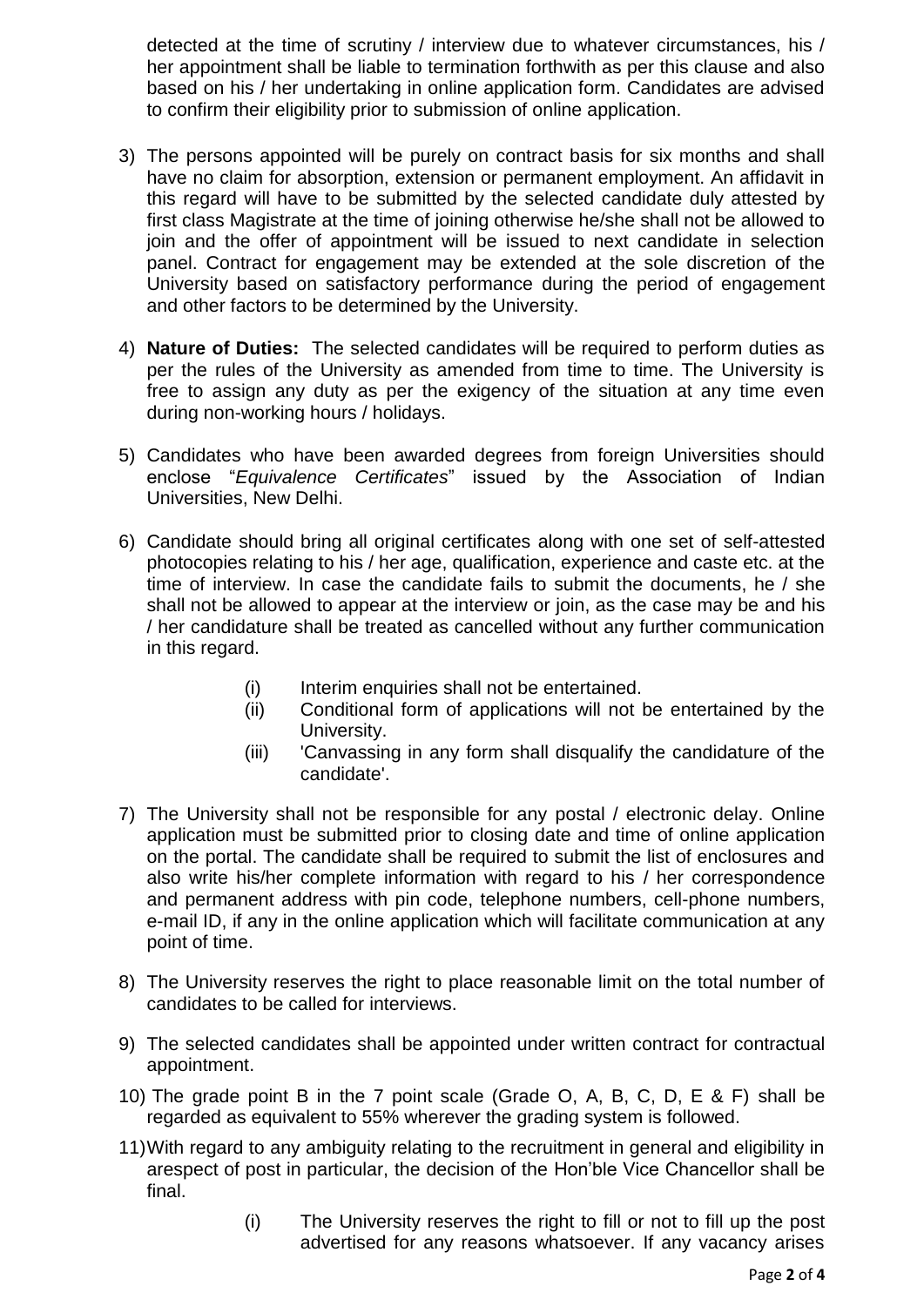detected at the time of scrutiny / interview due to whatever circumstances, his / her appointment shall be liable to termination forthwith as per this clause and also based on his / her undertaking in online application form. Candidates are advised to confirm their eligibility prior to submission of online application.

3) The persons appointed will be purely on contract basis for six months and shall have no claim for absorption, extension or permanent employment. An affidavit in this regard will have to be submitted by the selected candidate duly attested by first class Magistrate at the time of joining otherwise he/she shall not be allowed to join and the offer of appointment will be issued to next candidate in selection panel. Contract for engagement may be extended at the sole discretion of the University based on satisfactory performance during the period of engagement and other factors to be determined by the University.

4) **Nature of Duties:** The selected candidates will be required to perform duties as per the rules of the University as amended from time to time. The University is free to assign any duty as per the exigency of the situation at any time even during non-working hours / holidays.

5) Candidates who have been awarded degrees from foreign Universities should enclose "*Equivalence Certificates*" issued by the Association of Indian Universities, New Delhi.

6) Candidate should bring all original certificates along with one set of self-attested photocopies relating to his / her age, qualification, experience and caste etc. at the time of interview. In case the candidate fails to submit the documents, he / she shall not be allowed to appear at the interview or join, as the case may be and his / her candidature shall be treated as cancelled without any further communication in this regard.

   (i) Interim enquiries shall not be entertained.
   (ii) Conditional form of applications will not be entertained by the University.
   (iii) 'Canvassing in any form shall disqualify the candidature of the candidate'.

7) The University shall not be responsible for any postal / electronic delay. Online application must be submitted prior to closing date and time of online application on the portal. The candidate shall be required to submit the list of enclosures and also write his/her complete information with regard to his / her correspondence and permanent address with pin code, telephone numbers, cell-phone numbers, e-mail ID, if any in the online application which will facilitate communication at any point of time.

8) The University reserves the right to place reasonable limit on the total number of candidates to be called for interviews.

9) The selected candidates shall be appointed under written contract for contractual appointment.

10) The grade point B in the 7 point scale (Grade O, A, B, C, D, E & F) shall be regarded as equivalent to 55% wherever the grading system is followed.

11) With regard to any ambiguity relating to the recruitment in general and eligibility in arespect of post in particular, the decision of the Hon'ble Vice Chancellor shall be final.

   (i) The University reserves the right to fill or not to fill up the post advertised for any reasons whatsoever. If any vacancy arises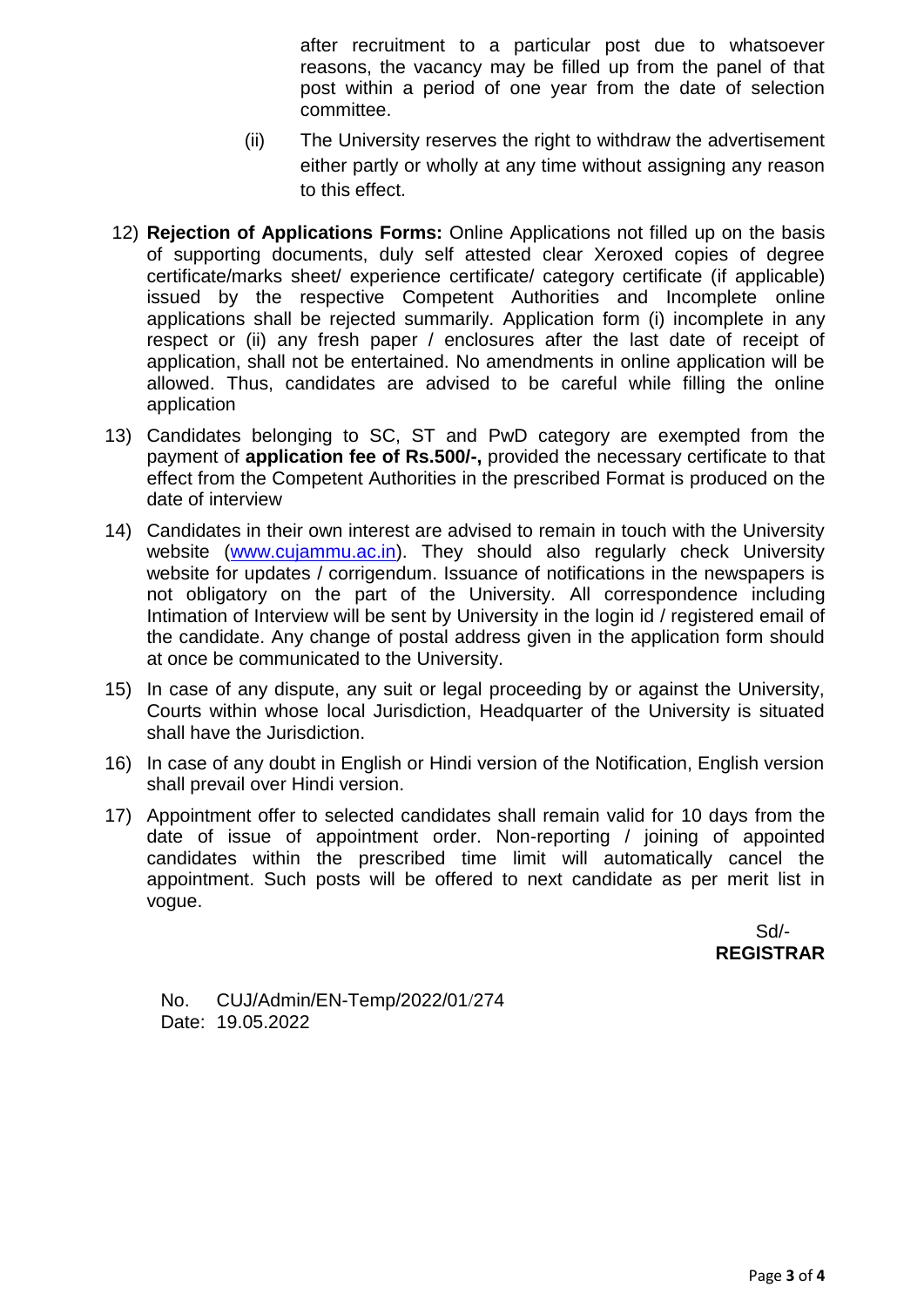after recruitment to a particular post due to whatsoever reasons, the vacancy may be filled up from the panel of that post within a period of one year from the date of selection committee.

(ii) The University reserves the right to withdraw the advertisement either partly or wholly at any time without assigning any reason to this effect.

12) **Rejection of Applications Forms:** Online Applications not filled up on the basis of supporting documents, duly self attested clear Xeroxed copies of degree certificate/marks sheet/ experience certificate/ category certificate (if applicable) issued by the respective Competent Authorities and Incomplete online applications shall be rejected summarily. Application form (i) incomplete in any respect or (ii) any fresh paper / enclosures after the last date of receipt of application, shall not be entertained. No amendments in online application will be allowed. Thus, candidates are advised to be careful while filling the online application

13) Candidates belonging to SC, ST and PwD category are exempted from the payment of **application fee of Rs.500/-,** provided the necessary certificate to that effect from the Competent Authorities in the prescribed Format is produced on the date of interview

14) Candidates in their own interest are advised to remain in touch with the University website (www.cujammu.ac.in). They should also regularly check University website for updates / corrigendum. Issuance of notifications in the newspapers is not obligatory on the part of the University. All correspondence including Intimation of Interview will be sent by University in the login id / registered email of the candidate. Any change of postal address given in the application form should at once be communicated to the University.

15) In case of any dispute, any suit or legal proceeding by or against the University, Courts within whose local Jurisdiction, Headquarter of the University is situated shall have the Jurisdiction.

16) In case of any doubt in English or Hindi version of the Notification, English version shall prevail over Hindi version.

17) Appointment offer to selected candidates shall remain valid for 10 days from the date of issue of appointment order. Non-reporting / joining of appointed candidates within the prescribed time limit will automatically cancel the appointment. Such posts will be offered to next candidate as per merit list in vogue.

Sd/-
**REGISTRAR**

No. CUJ/Admin/EN-Temp/2022/01/274
Date: 19.05.2022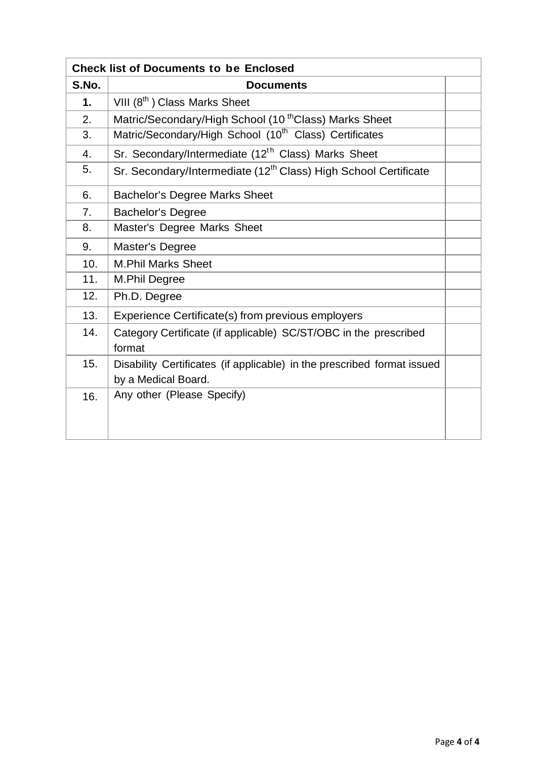| Check list of Documents to be Enclosed | | |
|---|---|---|
| **S.No.** | **Documents** | |
| **1.** | VIII ($8^{th}$ ) Class Marks Sheet | |
| 2. | Matric/Secondary/High School ($10^{th}$Class) Marks Sheet | |
| 3. | Matric/Secondary/High School ($10^{th}$ Class) Certificates | |
| 4. | Sr. Secondary/Intermediate ($12^{th}$ Class) Marks Sheet | |
| 5. | Sr. Secondary/Intermediate ($12^{th}$ Class) High School Certificate | |
| 6. | Bachelor's Degree Marks Sheet | |
| 7. | Bachelor's Degree | |
| 8. | Master's Degree Marks Sheet | |
| 9. | Master's Degree | |
| 10. | M.Phil Marks Sheet | |
| 11. | M.Phil Degree | |
| 12. | Ph.D. Degree | |
| 13. | Experience Certificate(s) from previous employers | |
| 14. | Category Certificate (if applicable) SC/ST/OBC in the prescribed format | |
| 15. | Disability Certificates (if applicable) in the prescribed format issued by a Medical Board. | |
| 16. | Any other (Please Specify) | |